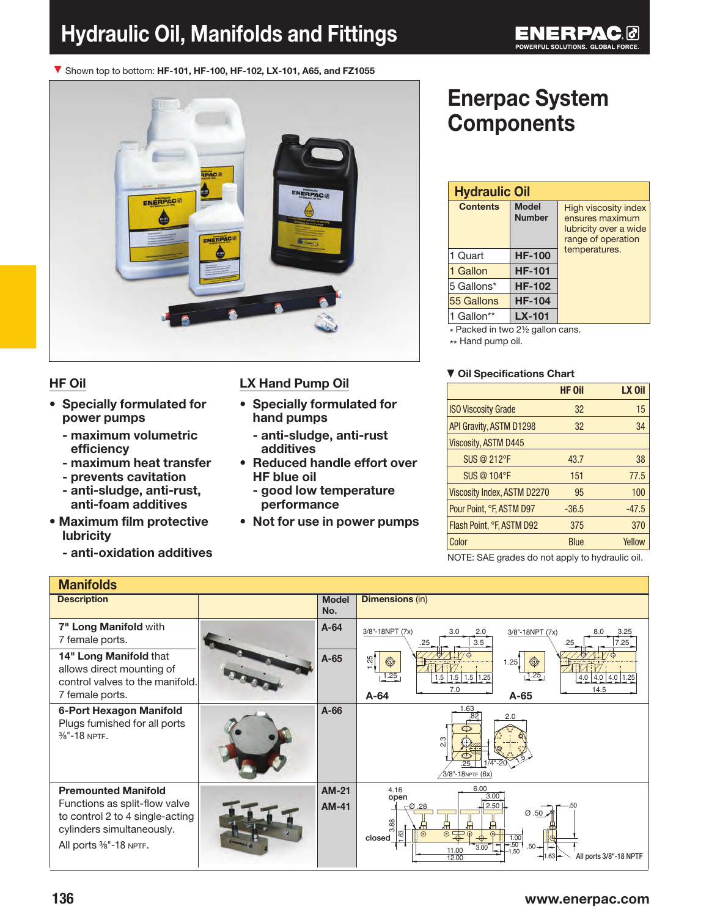# Hydraulic Oil, Manifolds and Fittings

▼ Shown top to bottom: **HF-101, HF-100, HF-102, LX-101, A65, and FZ1055**

## Enerpac System Components

### Hydraulic Oil

| Contents | Model Number | High viscosity index ensures maximum lubricity over a wide range of operation temperatures. |
|---|---|---|
| 1 Quart | **HF-100** | |
| 1 Gallon | **HF-101** | |
| 5 Gallons* | **HF-102** | |
| 55 Gallons | **HF-104** | |
| 1 Gallon** | **LX-101** | |

\* Packed in two 2½ gallon cans.
\*\* Hand pump oil.

### HF Oil

- **Specially formulated for power pumps**
  - **maximum volumetric efficiency**
  - **maximum heat transfer**
  - **prevents cavitation**
  - **anti-sludge, anti-rust, anti-foam additives**
- **Maximum film protective lubricity**
  - **anti-oxidation additives**

### LX Hand Pump Oil

- **Specially formulated for hand pumps**
  - **anti-sludge, anti-rust additives**
- **Reduced handle effort over HF blue oil**
  - **good low temperature performance**
- **Not for use in power pumps**

### ▼ Oil Specifications Chart

| | HF Oil | LX Oil |
|---|---|---|
| ISO Viscosity Grade | 32 | 15 |
| API Gravity, ASTM D1298 | 32 | 34 |
| Viscosity, ASTM D445 | | |
| SUS @ 212°F | 43.7 | 38 |
| SUS @ 104°F | 151 | 77.5 |
| Viscosity Index, ASTM D2270 | 95 | 100 |
| Pour Point, °F, ASTM D97 | -36.5 | -47.5 |
| Flash Point, °F, ASTM D92 | 375 | 370 |
| Color | Blue | Yellow |

NOTE: SAE grades do not apply to hydraulic oil.

### Manifolds

| Description | Model No. | Dimensions (in) |
|---|---|---|
| **7" Long Manifold** with 7 female ports. | **A-64** | A-64: 3/8"-18NPT (7x); 3.0, 2.0, .25, 3.5, 1.25, 1.25, 1.5, 1.5, 1.5, 1.25, 7.0 |
| **14" Long Manifold** that allows direct mounting of control valves to the manifold. 7 female ports. | **A-65** | A-65: 3/8"-18NPT (7x); 8.0, 3.25, .25, 7.25, 1.25, 1.25, 4.0, 4.0, 4.0, 1.25, 14.5 |
| **6-Port Hexagon Manifold** Plugs furnished for all ports ⅜"-18 NPTF. | **A-66** | 1.63, .82, 2.0, 2.3, .25, 1/4"-20, 1.5, 3/8"-18NPTF (6x) |
| **Premounted Manifold** Functions as split-flow valve to control 2 to 4 single-acting cylinders simultaneously. All ports ⅜"-18 NPTF. | **AM-21** **AM-41** | 4.16 open, 3.88 closed, Ø .28, 6.00, 3.00, 2.50, 1.63, 11.00, 12.00, 3.00, 1.00, .50, 1.50, Ø .50, .50, .50, 1.63; All ports 3/8"-18 NPTF |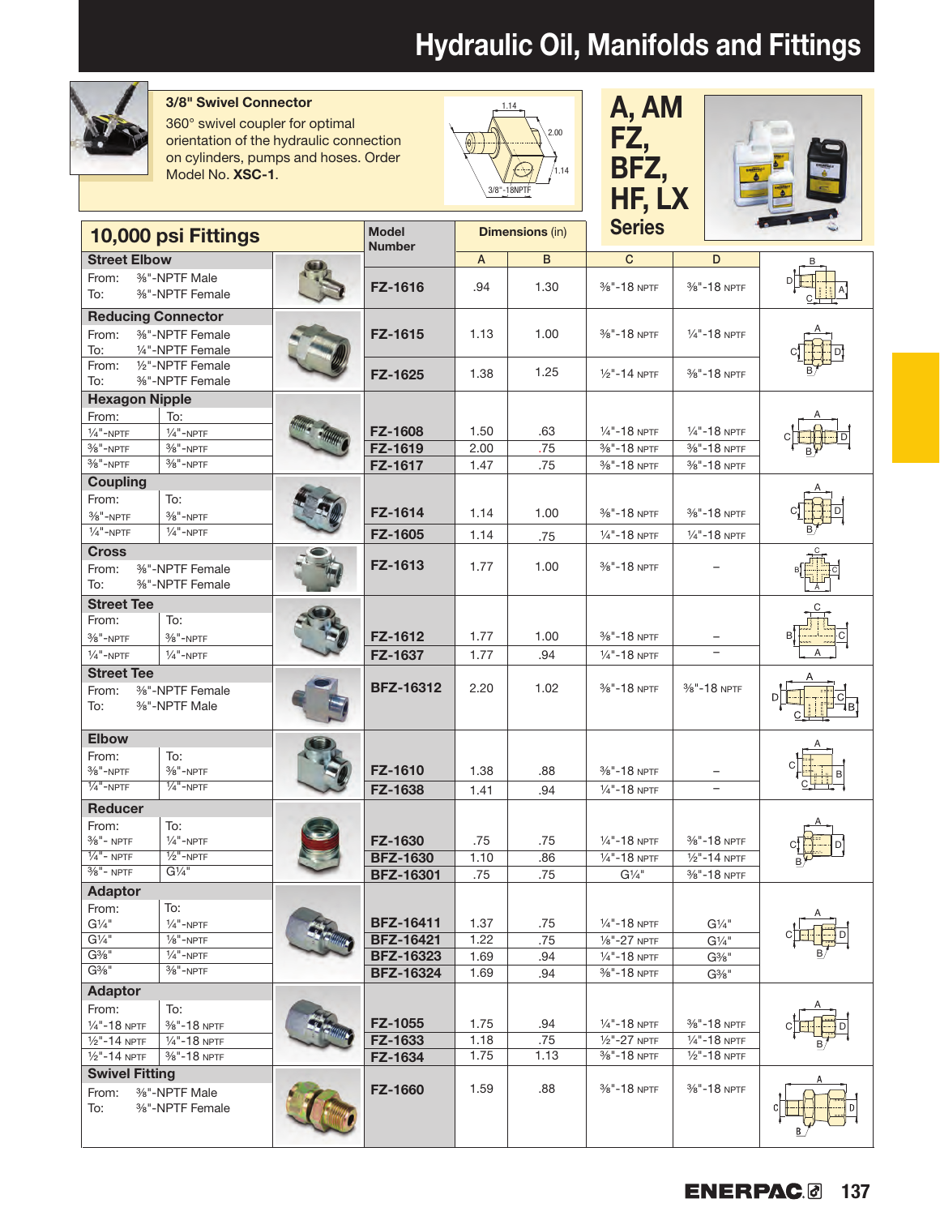# Hydraulic Oil, Manifolds and Fittings

**3/8" Swivel Connector**

360° swivel coupler for optimal orientation of the hydraulic connection on cylinders, pumps and hoses. Order Model No. **XSC-1**.

1.14
2.00
1.14
3/8"-18NPTF

## A, AM FZ, BFZ, HF, LX Series

## 10,000 psi Fittings

| Fitting | Model Number | A | B | C | D |
|---|---|---|---|---|---|
| **Street Elbow** From: ⅜"-NPTF Male To: ⅜"-NPTF Female | **FZ-1616** | .94 | 1.30 | ⅜"-18 NPTF | ⅜"-18 NPTF |
| **Reducing Connector** From: ⅜"-NPTF Female To: ¼"-NPTF Female | **FZ-1615** | 1.13 | 1.00 | ⅜"-18 NPTF | ¼"-18 NPTF |
| From: ½"-NPTF Female To: ⅜"-NPTF Female | **FZ-1625** | 1.38 | 1.25 | ½"-14 NPTF | ⅜"-18 NPTF |
| **Hexagon Nipple** From: ¼"-NPTF To: ¼"-NPTF | **FZ-1608** | 1.50 | .63 | ¼"-18 NPTF | ¼"-18 NPTF |
| From: ⅜"-NPTF To: ⅜"-NPTF | **FZ-1619** | 2.00 | .75 | ⅜"-18 NPTF | ⅜"-18 NPTF |
| From: ⅜"-NPTF To: ⅜"-NPTF | **FZ-1617** | 1.47 | .75 | ⅜"-18 NPTF | ⅜"-18 NPTF |
| **Coupling** From: ⅜"-NPTF To: ⅜"-NPTF | **FZ-1614** | 1.14 | 1.00 | ⅜"-18 NPTF | ⅜"-18 NPTF |
| From: ¼"-NPTF To: ¼"-NPTF | **FZ-1605** | 1.14 | .75 | ¼"-18 NPTF | ¼"-18 NPTF |
| **Cross** From: ⅜"-NPTF Female To: ⅜"-NPTF Female | **FZ-1613** | 1.77 | 1.00 | ⅜"-18 NPTF | – |
| **Street Tee** From: ⅜"-NPTF To: ⅜"-NPTF | **FZ-1612** | 1.77 | 1.00 | ⅜"-18 NPTF | – |
| From: ¼"-NPTF To: ¼"-NPTF | **FZ-1637** | 1.77 | .94 | ¼"-18 NPTF | – |
| **Street Tee** From: ⅜"-NPTF Female To: ⅜"-NPTF Male | **BFZ-16312** | 2.20 | 1.02 | ⅜"-18 NPTF | ⅜"-18 NPTF |
| **Elbow** From: ⅜"-NPTF To: ⅜"-NPTF | **FZ-1610** | 1.38 | .88 | ⅜"-18 NPTF | – |
| From: ¼"-NPTF To: ¼"-NPTF | **FZ-1638** | 1.41 | .94 | ¼"-18 NPTF | – |
| **Reducer** From: ⅜"- NPTF To: ¼"-NPTF | **FZ-1630** | .75 | .75 | ¼"-18 NPTF | ⅜"-18 NPTF |
| From: ¼"- NPTF To: ½"-NPTF | **BFZ-1630** | 1.10 | .86 | ¼"-18 NPTF | ½"-14 NPTF |
| From: ⅜"- NPTF To: G¼" | **BFZ-16301** | .75 | .75 | G¼" | ⅜"-18 NPTF |
| **Adaptor** From: G¼" To: ¼"-NPTF | **BFZ-16411** | 1.37 | .75 | ¼"-18 NPTF | G¼" |
| From: G¼" To: ⅛"-NPTF | **BFZ-16421** | 1.22 | .75 | ⅛"-27 NPTF | G¼" |
| From: G⅜" To: ¼"-NPTF | **BFZ-16323** | 1.69 | .94 | ¼"-18 NPTF | G⅜" |
| From: G⅜" To: ⅜"-NPTF | **BFZ-16324** | 1.69 | .94 | ⅜"-18 NPTF | G⅜" |
| **Adaptor** From: ¼"-18 NPTF To: ⅜"-18 NPTF | **FZ-1055** | 1.75 | .94 | ¼"-18 NPTF | ⅜"-18 NPTF |
| From: ½"-14 NPTF To: ¼"-18 NPTF | **FZ-1633** | 1.18 | .75 | ½"-27 NPTF | ¼"-18 NPTF |
| From: ½"-14 NPTF To: ⅜"-18 NPTF | **FZ-1634** | 1.75 | 1.13 | ⅜"-18 NPTF | ½"-18 NPTF |
| **Swivel Fitting** From: ⅜"-NPTF Male To: ⅜"-NPTF Female | **FZ-1660** | 1.59 | .88 | ⅜"-18 NPTF | ⅜"-18 NPTF |